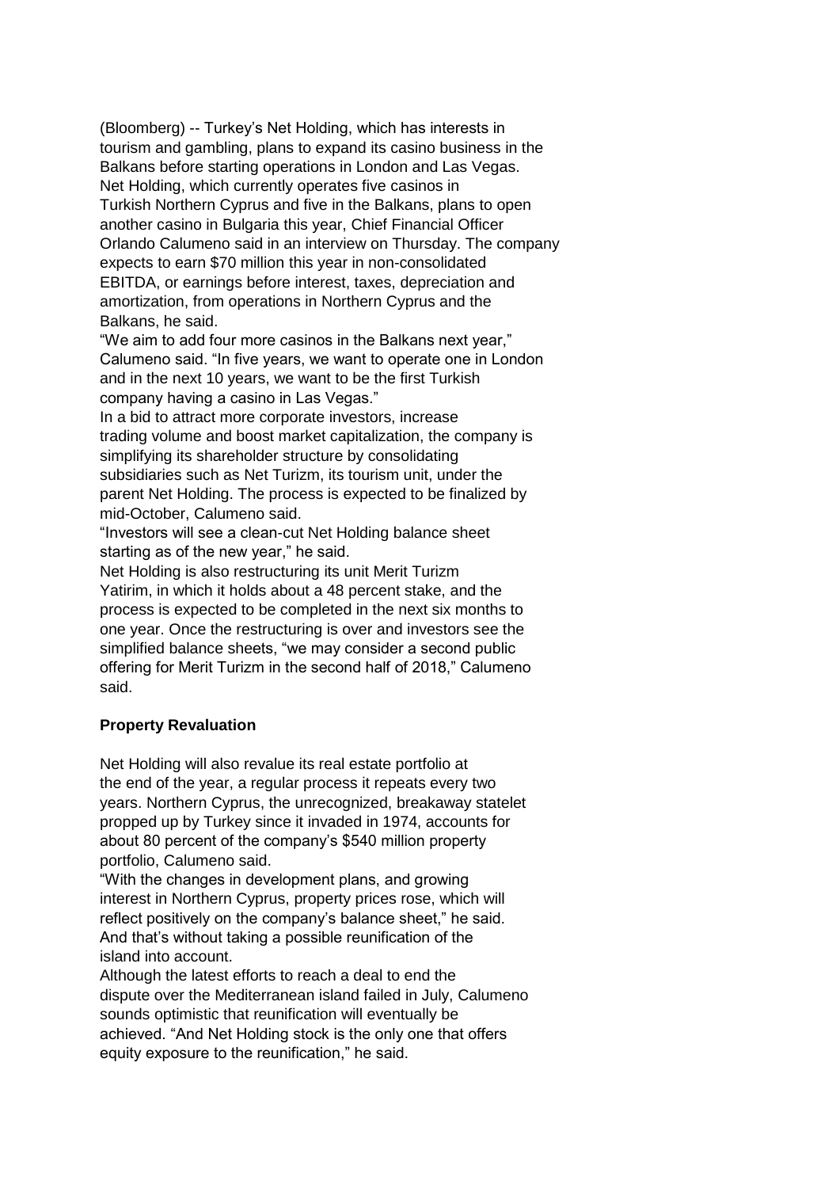(Bloomberg) -- Turkey's Net Holding, which has interests in tourism and gambling, plans to expand its casino business in the Balkans before starting operations in London and Las Vegas.

Net Holding, which currently operates five casinos in Turkish Northern Cyprus and five in the Balkans, plans to open another casino in Bulgaria this year, Chief Financial Officer Orlando Calumeno said in an interview on Thursday. The company expects to earn $70 million this year in non-consolidated EBITDA, or earnings before interest, taxes, depreciation and amortization, from operations in Northern Cyprus and the Balkans, he said.

"We aim to add four more casinos in the Balkans next year," Calumeno said. "In five years, we want to operate one in London and in the next 10 years, we want to be the first Turkish company having a casino in Las Vegas."

In a bid to attract more corporate investors, increase trading volume and boost market capitalization, the company is simplifying its shareholder structure by consolidating subsidiaries such as Net Turizm, its tourism unit, under the parent Net Holding. The process is expected to be finalized by mid-October, Calumeno said.

"Investors will see a clean-cut Net Holding balance sheet starting as of the new year," he said.

Net Holding is also restructuring its unit Merit Turizm Yatirim, in which it holds about a 48 percent stake, and the process is expected to be completed in the next six months to one year. Once the restructuring is over and investors see the simplified balance sheets, "we may consider a second public offering for Merit Turizm in the second half of 2018," Calumeno said.

**Property Revaluation**

Net Holding will also revalue its real estate portfolio at the end of the year, a regular process it repeats every two years. Northern Cyprus, the unrecognized, breakaway statelet propped up by Turkey since it invaded in 1974, accounts for about 80 percent of the company's $540 million property portfolio, Calumeno said.

"With the changes in development plans, and growing interest in Northern Cyprus, property prices rose, which will reflect positively on the company's balance sheet," he said. And that's without taking a possible reunification of the island into account.

Although the latest efforts to reach a deal to end the dispute over the Mediterranean island failed in July, Calumeno sounds optimistic that reunification will eventually be achieved. "And Net Holding stock is the only one that offers equity exposure to the reunification," he said.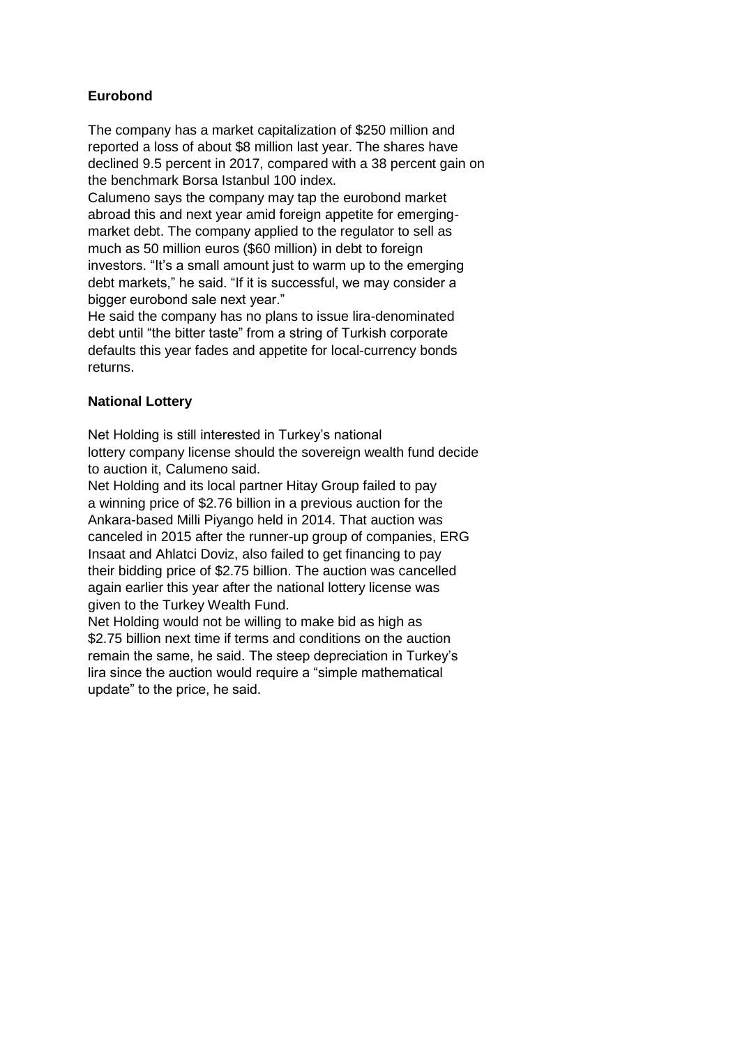**Eurobond**

The company has a market capitalization of $250 million and reported a loss of about $8 million last year. The shares have declined 9.5 percent in 2017, compared with a 38 percent gain on the benchmark Borsa Istanbul 100 index.

Calumeno says the company may tap the eurobond market abroad this and next year amid foreign appetite for emerging-market debt. The company applied to the regulator to sell as much as 50 million euros ($60 million) in debt to foreign investors. "It's a small amount just to warm up to the emerging debt markets," he said. "If it is successful, we may consider a bigger eurobond sale next year."

He said the company has no plans to issue lira-denominated debt until "the bitter taste" from a string of Turkish corporate defaults this year fades and appetite for local-currency bonds returns.

**National Lottery**

Net Holding is still interested in Turkey's national lottery company license should the sovereign wealth fund decide to auction it, Calumeno said.

Net Holding and its local partner Hitay Group failed to pay a winning price of $2.76 billion in a previous auction for the Ankara-based Milli Piyango held in 2014. That auction was canceled in 2015 after the runner-up group of companies, ERG Insaat and Ahlatci Doviz, also failed to get financing to pay their bidding price of $2.75 billion. The auction was cancelled again earlier this year after the national lottery license was given to the Turkey Wealth Fund.

Net Holding would not be willing to make bid as high as $2.75 billion next time if terms and conditions on the auction remain the same, he said. The steep depreciation in Turkey's lira since the auction would require a "simple mathematical update" to the price, he said.